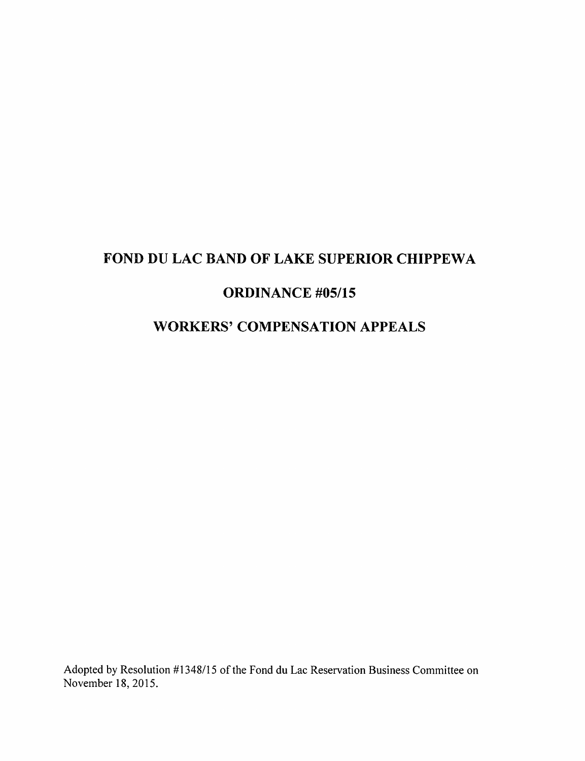# FOND DU LAC BAND OF LAKE SUPERIOR CHIPPEWA

# ORDINANCE #05/15

# WORKERS' COMPENSATION APPEALS

Adopted by Resolution #1348/15 of the Fond du Lac Reservation Business Committee on November 18, 2015.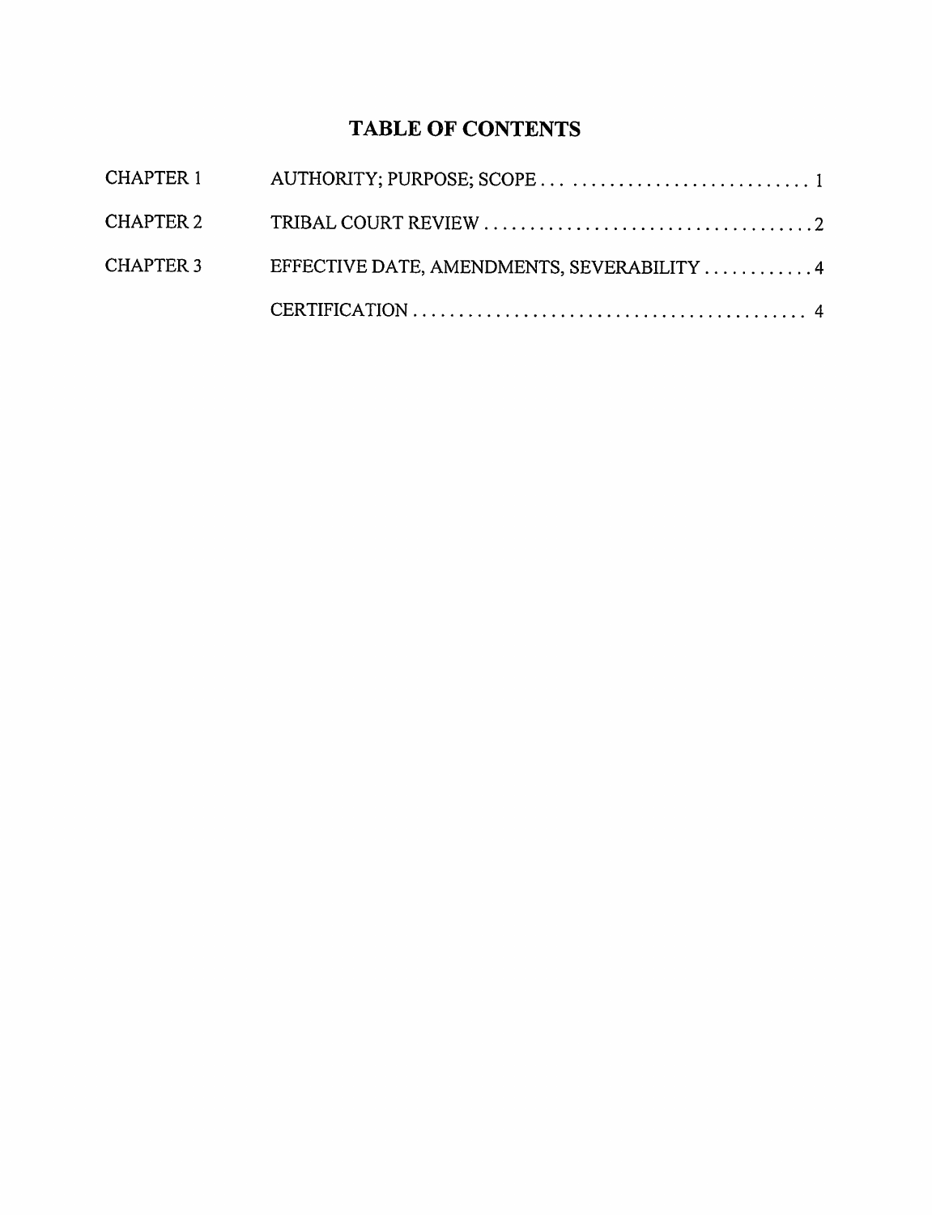# TABLE OF CONTENTS

| | | |
|---|---|---|
| CHAPTER 1 | AUTHORITY; PURPOSE; SCOPE | 1 |
| CHAPTER 2 | TRIBAL COURT REVIEW | 2 |
| CHAPTER 3 | EFFECTIVE DATE, AMENDMENTS, SEVERABILITY | 4 |
| | CERTIFICATION | 4 |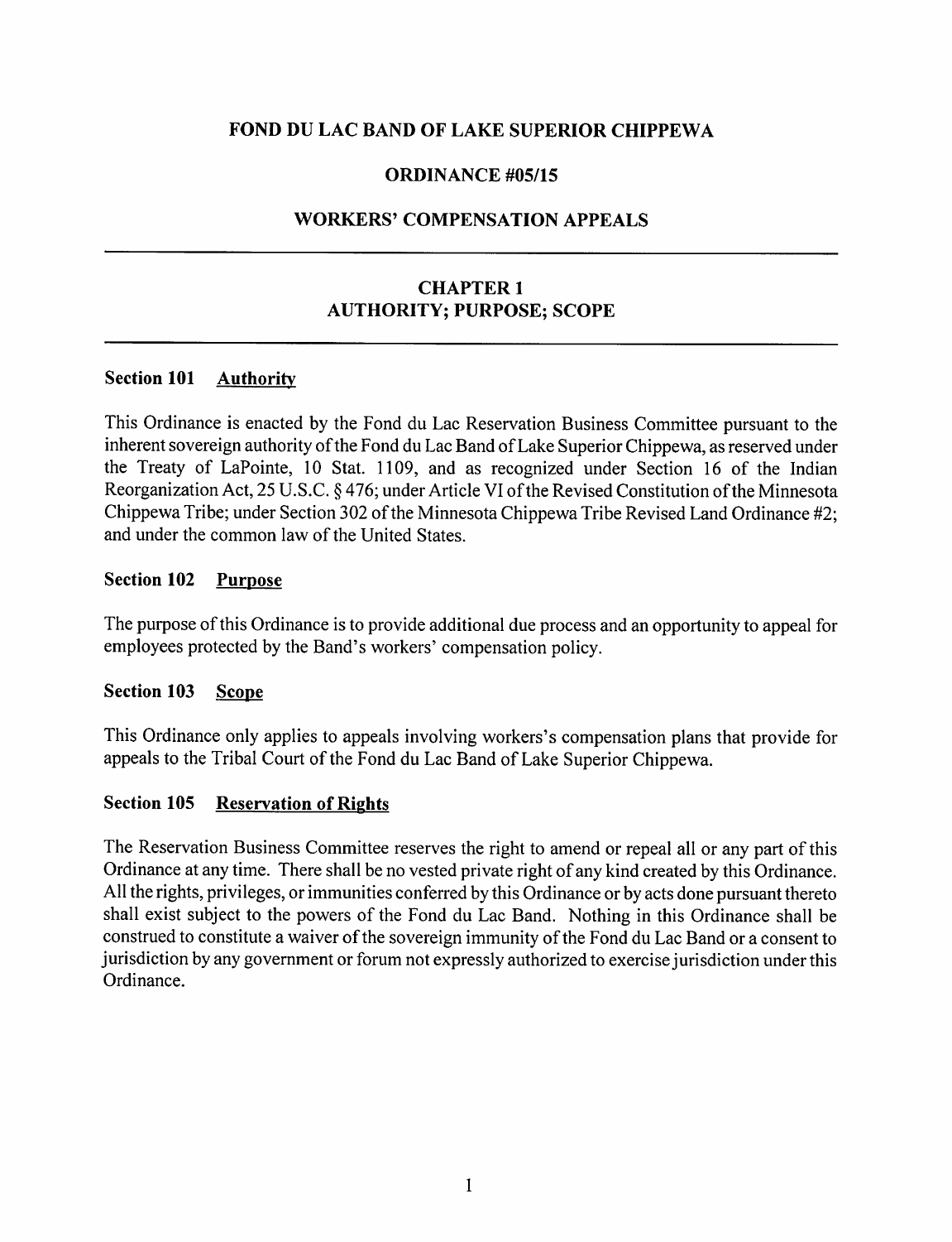# FOND DU LAC BAND OF LAKE SUPERIOR CHIPPEWA

## ORDINANCE #05/15

## WORKERS' COMPENSATION APPEALS

---

## CHAPTER 1
## AUTHORITY; PURPOSE; SCOPE

---

### Section 101 Authority

This Ordinance is enacted by the Fond du Lac Reservation Business Committee pursuant to the inherent sovereign authority of the Fond du Lac Band of Lake Superior Chippewa, as reserved under the Treaty of LaPointe, 10 Stat. 1109, and as recognized under Section 16 of the Indian Reorganization Act, 25 U.S.C. § 476; under Article VI of the Revised Constitution of the Minnesota Chippewa Tribe; under Section 302 of the Minnesota Chippewa Tribe Revised Land Ordinance #2; and under the common law of the United States.

### Section 102 Purpose

The purpose of this Ordinance is to provide additional due process and an opportunity to appeal for employees protected by the Band's workers' compensation policy.

### Section 103 Scope

This Ordinance only applies to appeals involving workers's compensation plans that provide for appeals to the Tribal Court of the Fond du Lac Band of Lake Superior Chippewa.

### Section 105 Reservation of Rights

The Reservation Business Committee reserves the right to amend or repeal all or any part of this Ordinance at any time. There shall be no vested private right of any kind created by this Ordinance. All the rights, privileges, or immunities conferred by this Ordinance or by acts done pursuant thereto shall exist subject to the powers of the Fond du Lac Band. Nothing in this Ordinance shall be construed to constitute a waiver of the sovereign immunity of the Fond du Lac Band or a consent to jurisdiction by any government or forum not expressly authorized to exercise jurisdiction under this Ordinance.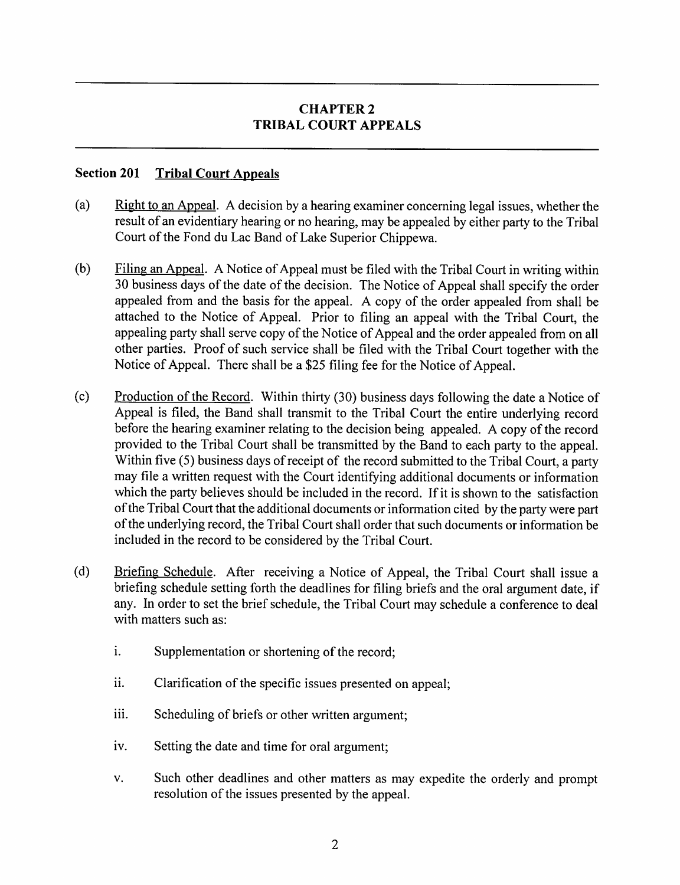## CHAPTER 2
## TRIBAL COURT APPEALS

### Section 201 Tribal Court Appeals

(a) Right to an Appeal. A decision by a hearing examiner concerning legal issues, whether the result of an evidentiary hearing or no hearing, may be appealed by either party to the Tribal Court of the Fond du Lac Band of Lake Superior Chippewa.

(b) Filing an Appeal. A Notice of Appeal must be filed with the Tribal Court in writing within 30 business days of the date of the decision. The Notice of Appeal shall specify the order appealed from and the basis for the appeal. A copy of the order appealed from shall be attached to the Notice of Appeal. Prior to filing an appeal with the Tribal Court, the appealing party shall serve copy of the Notice of Appeal and the order appealed from on all other parties. Proof of such service shall be filed with the Tribal Court together with the Notice of Appeal. There shall be a $25 filing fee for the Notice of Appeal.

(c) Production of the Record. Within thirty (30) business days following the date a Notice of Appeal is filed, the Band shall transmit to the Tribal Court the entire underlying record before the hearing examiner relating to the decision being appealed. A copy of the record provided to the Tribal Court shall be transmitted by the Band to each party to the appeal. Within five (5) business days of receipt of the record submitted to the Tribal Court, a party may file a written request with the Court identifying additional documents or information which the party believes should be included in the record. If it is shown to the satisfaction of the Tribal Court that the additional documents or information cited by the party were part of the underlying record, the Tribal Court shall order that such documents or information be included in the record to be considered by the Tribal Court.

(d) Briefing Schedule. After receiving a Notice of Appeal, the Tribal Court shall issue a briefing schedule setting forth the deadlines for filing briefs and the oral argument date, if any. In order to set the brief schedule, the Tribal Court may schedule a conference to deal with matters such as:

   i. Supplementation or shortening of the record;

   ii. Clarification of the specific issues presented on appeal;

   iii. Scheduling of briefs or other written argument;

   iv. Setting the date and time for oral argument;

   v. Such other deadlines and other matters as may expedite the orderly and prompt resolution of the issues presented by the appeal.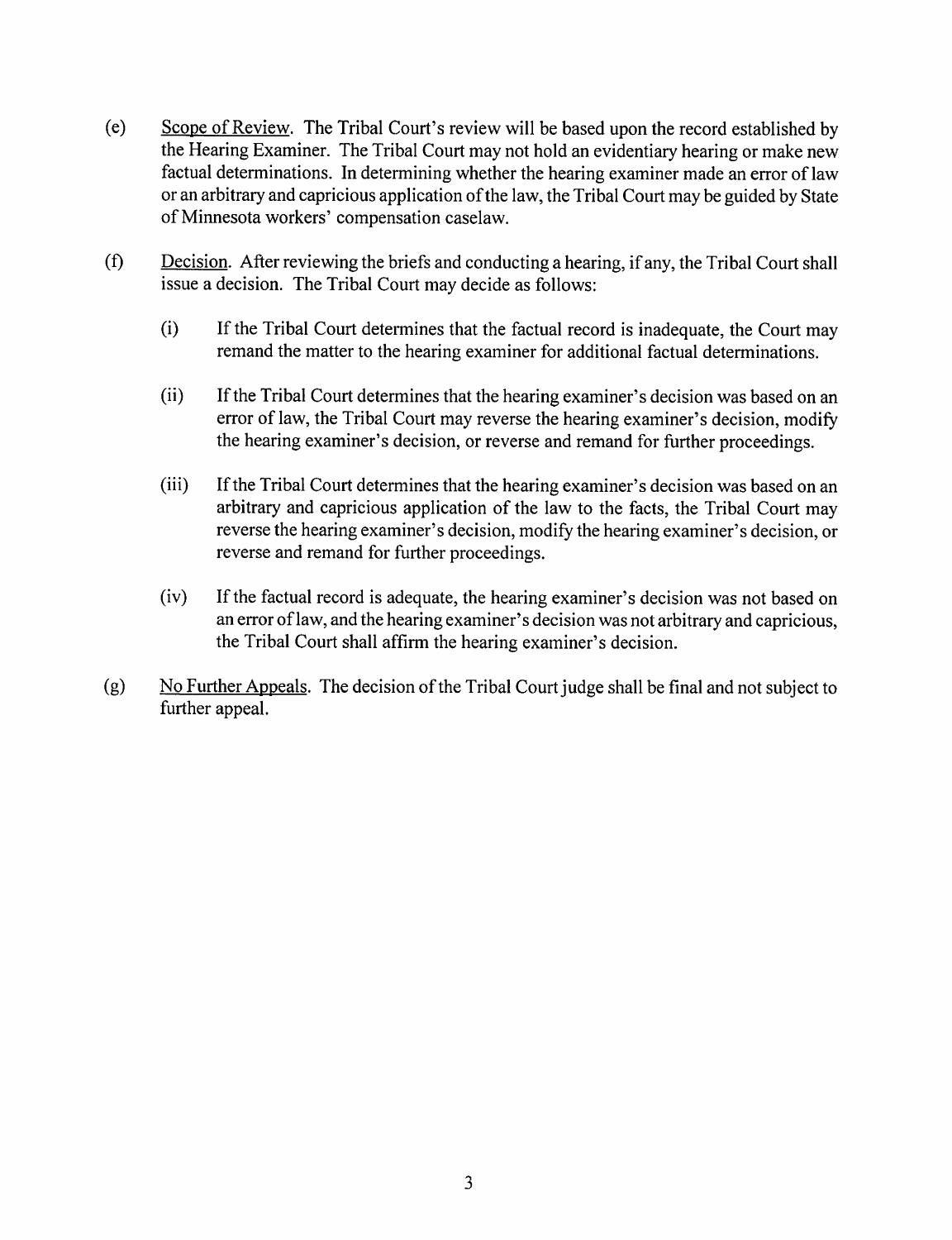(e) Scope of Review. The Tribal Court's review will be based upon the record established by the Hearing Examiner. The Tribal Court may not hold an evidentiary hearing or make new factual determinations. In determining whether the hearing examiner made an error of law or an arbitrary and capricious application of the law, the Tribal Court may be guided by State of Minnesota workers' compensation caselaw.

(f) Decision. After reviewing the briefs and conducting a hearing, if any, the Tribal Court shall issue a decision. The Tribal Court may decide as follows:

(i) If the Tribal Court determines that the factual record is inadequate, the Court may remand the matter to the hearing examiner for additional factual determinations.

(ii) If the Tribal Court determines that the hearing examiner's decision was based on an error of law, the Tribal Court may reverse the hearing examiner's decision, modify the hearing examiner's decision, or reverse and remand for further proceedings.

(iii) If the Tribal Court determines that the hearing examiner's decision was based on an arbitrary and capricious application of the law to the facts, the Tribal Court may reverse the hearing examiner's decision, modify the hearing examiner's decision, or reverse and remand for further proceedings.

(iv) If the factual record is adequate, the hearing examiner's decision was not based on an error of law, and the hearing examiner's decision was not arbitrary and capricious, the Tribal Court shall affirm the hearing examiner's decision.

(g) No Further Appeals. The decision of the Tribal Court judge shall be final and not subject to further appeal.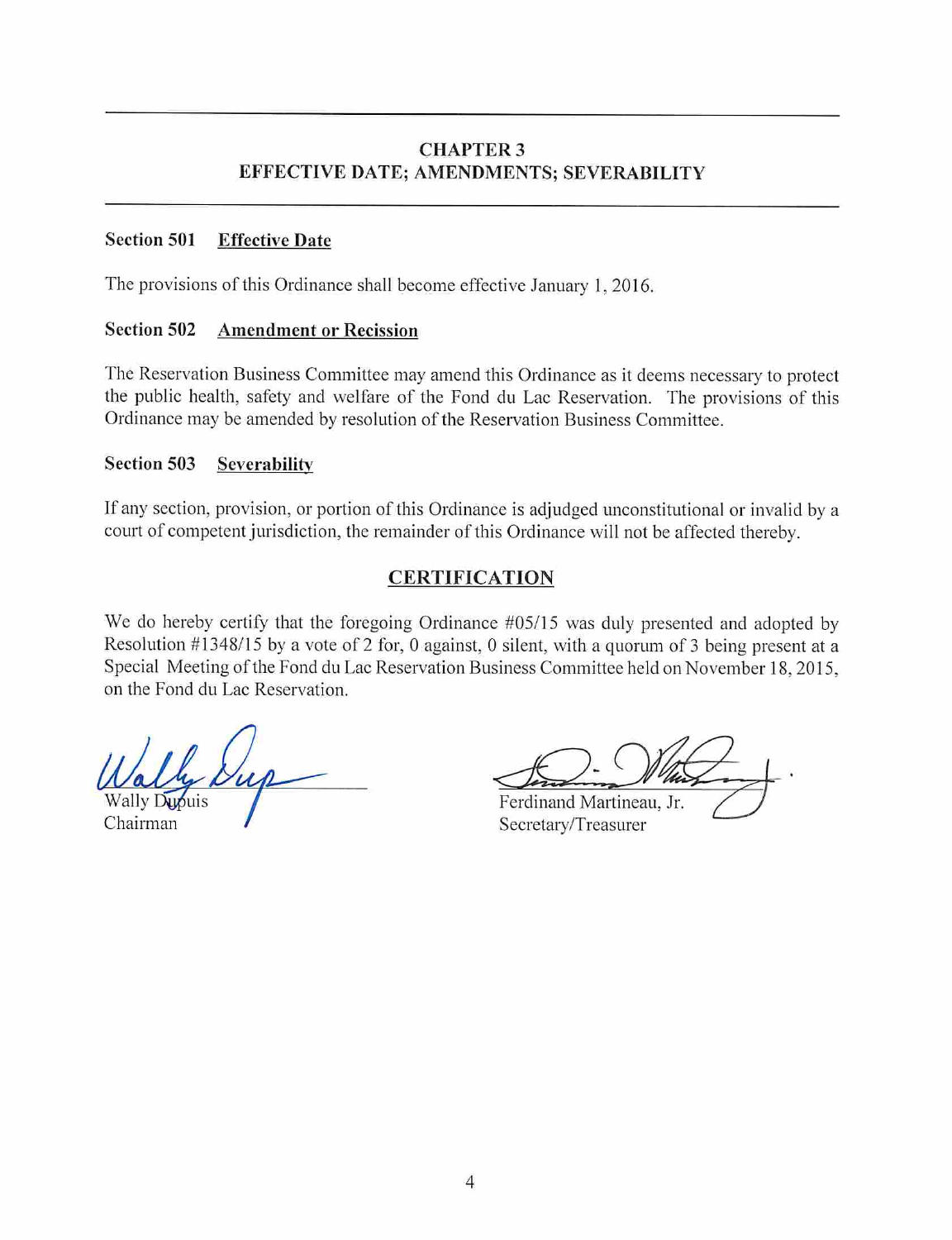## CHAPTER 3
## EFFECTIVE DATE; AMENDMENTS; SEVERABILITY

**Section 501 Effective Date**

The provisions of this Ordinance shall become effective January 1, 2016.

**Section 502 Amendment or Recission**

The Reservation Business Committee may amend this Ordinance as it deems necessary to protect the public health, safety and welfare of the Fond du Lac Reservation. The provisions of this Ordinance may be amended by resolution of the Reservation Business Committee.

**Section 503 Severability**

If any section, provision, or portion of this Ordinance is adjudged unconstitutional or invalid by a court of competent jurisdiction, the remainder of this Ordinance will not be affected thereby.

## CERTIFICATION

We do hereby certify that the foregoing Ordinance #05/15 was duly presented and adopted by Resolution #1348/15 by a vote of 2 for, 0 against, 0 silent, with a quorum of 3 being present at a Special Meeting of the Fond du Lac Reservation Business Committee held on November 18, 2015, on the Fond du Lac Reservation.

Wally Dupuis
Chairman

Ferdinand Martineau, Jr.
Secretary/Treasurer